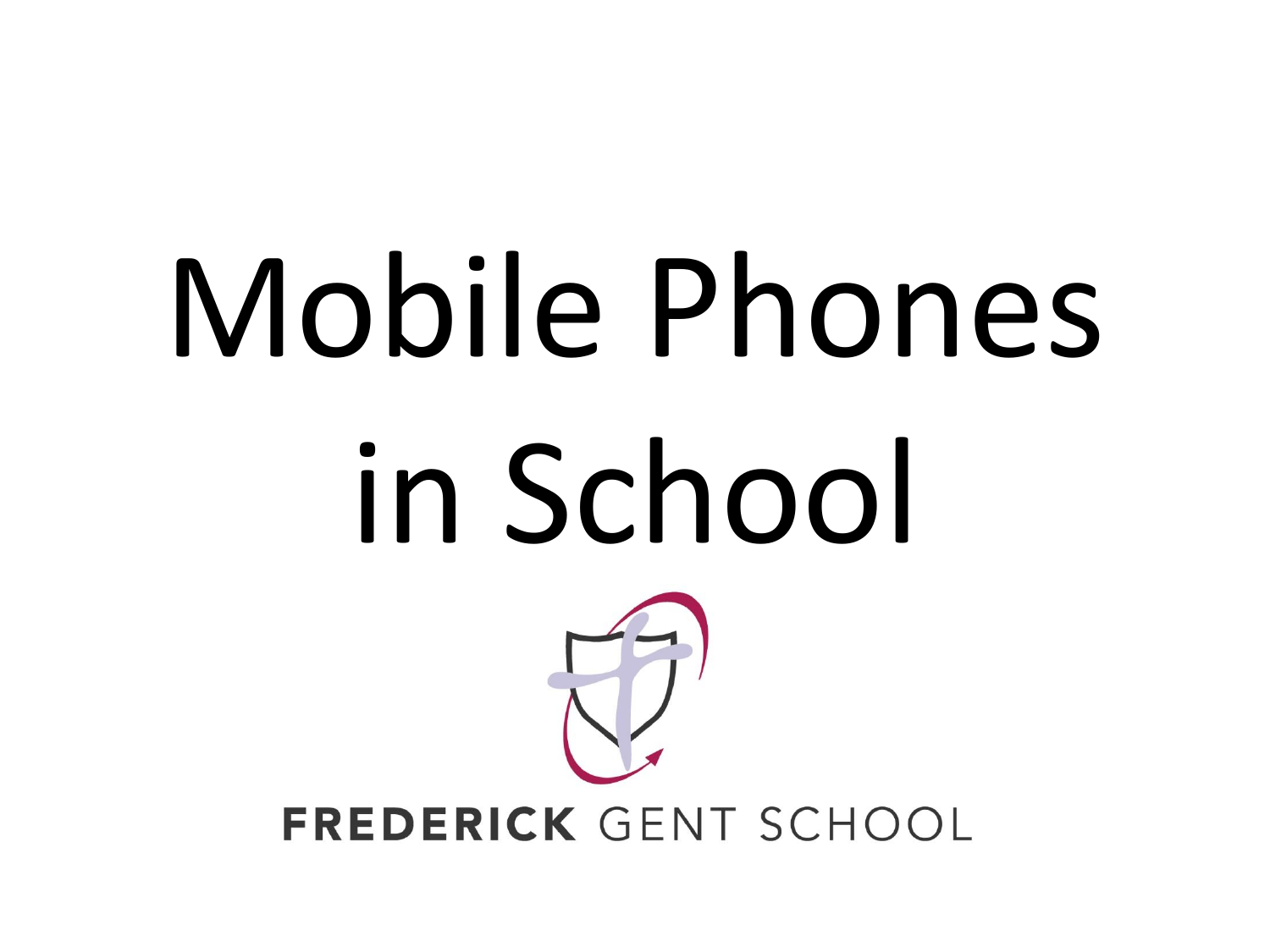# Mobile Phones in School

FREDERICK GENT SCHOOL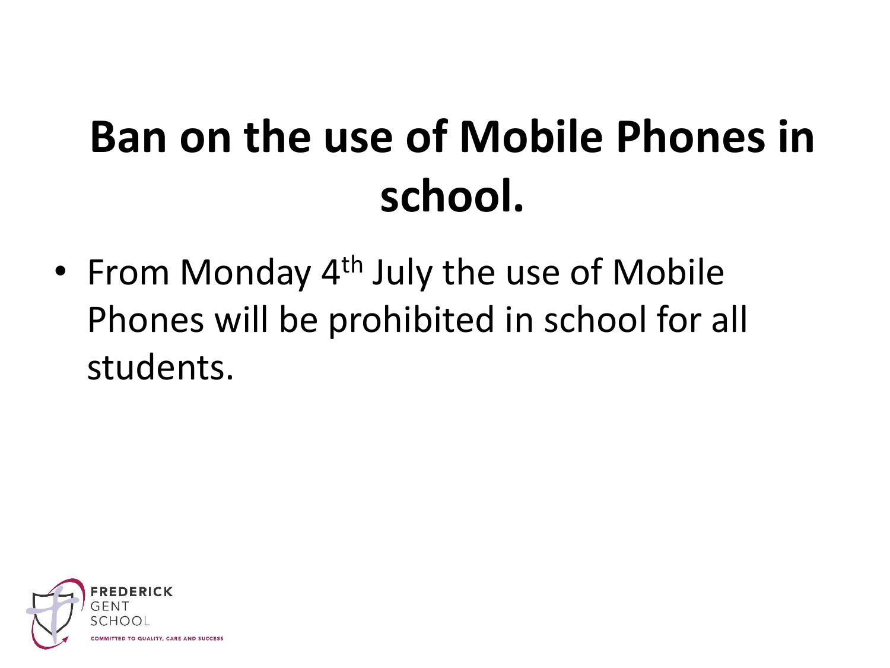# Ban on the use of Mobile Phones in school.

- From Monday 4th July the use of Mobile Phones will be prohibited in school for all students.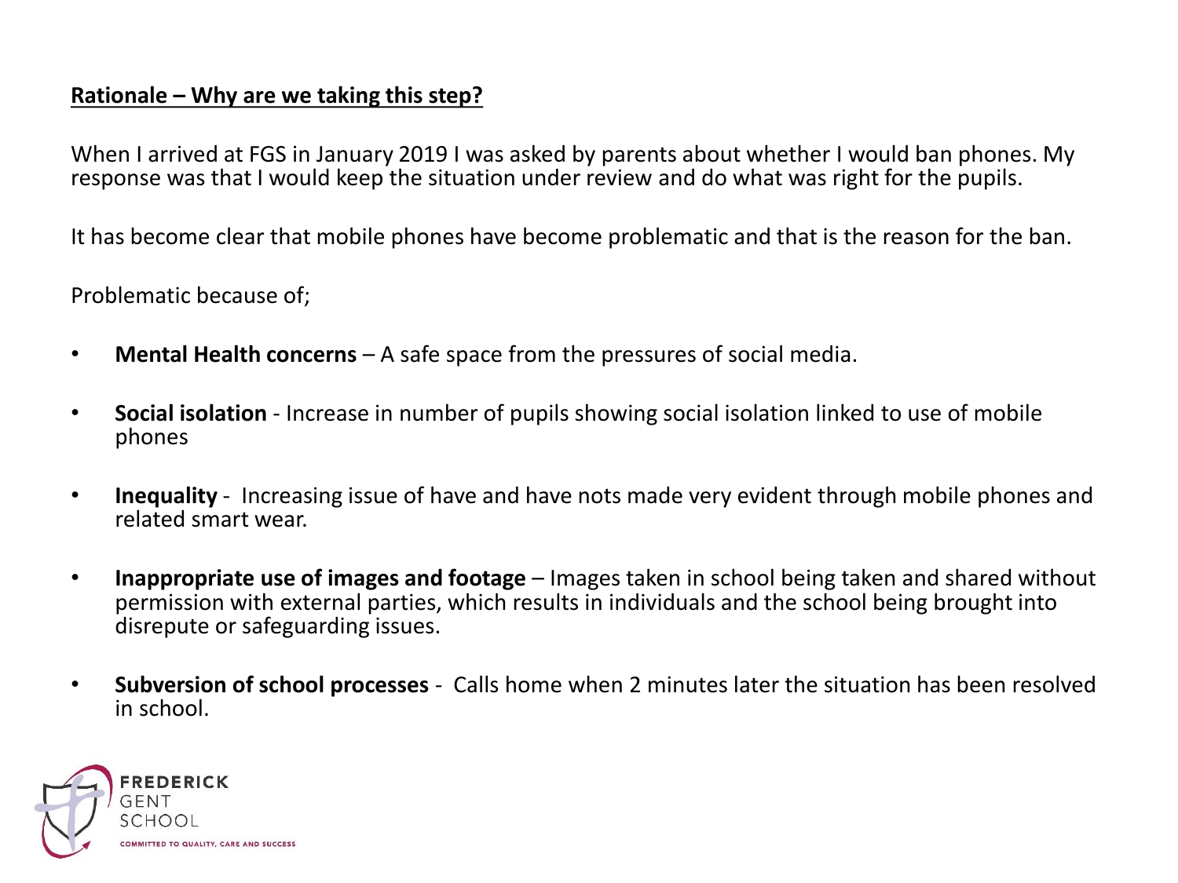**Rationale – Why are we taking this step?**

When I arrived at FGS in January 2019 I was asked by parents about whether I would ban phones. My response was that I would keep the situation under review and do what was right for the pupils.

It has become clear that mobile phones have become problematic and that is the reason for the ban.

Problematic because of;

- **Mental Health concerns** – A safe space from the pressures of social media.
- **Social isolation** - Increase in number of pupils showing social isolation linked to use of mobile phones
- **Inequality** - Increasing issue of have and have nots made very evident through mobile phones and related smart wear.
- **Inappropriate use of images and footage** – Images taken in school being taken and shared without permission with external parties, which results in individuals and the school being brought into disrepute or safeguarding issues.
- **Subversion of school processes** - Calls home when 2 minutes later the situation has been resolved in school.

FREDERICK GENT SCHOOL

COMMITTED TO QUALITY, CARE AND SUCCESS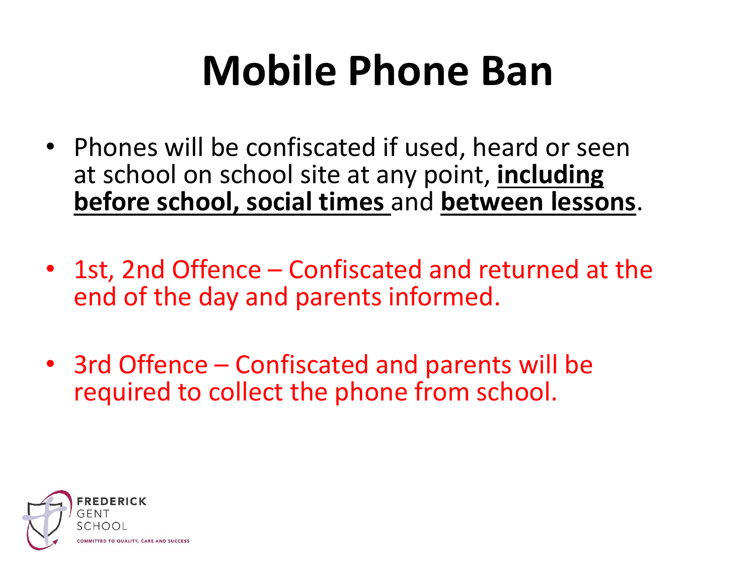# Mobile Phone Ban

- Phones will be confiscated if used, heard or seen at school on school site at any point, **including before school, social times** and **between lessons**.

- 1st, 2nd Offence – Confiscated and returned at the end of the day and parents informed.

- 3rd Offence – Confiscated and parents will be required to collect the phone from school.

FREDERICK GENT SCHOOL

COMMITTED TO QUALITY, CARE AND SUCCESS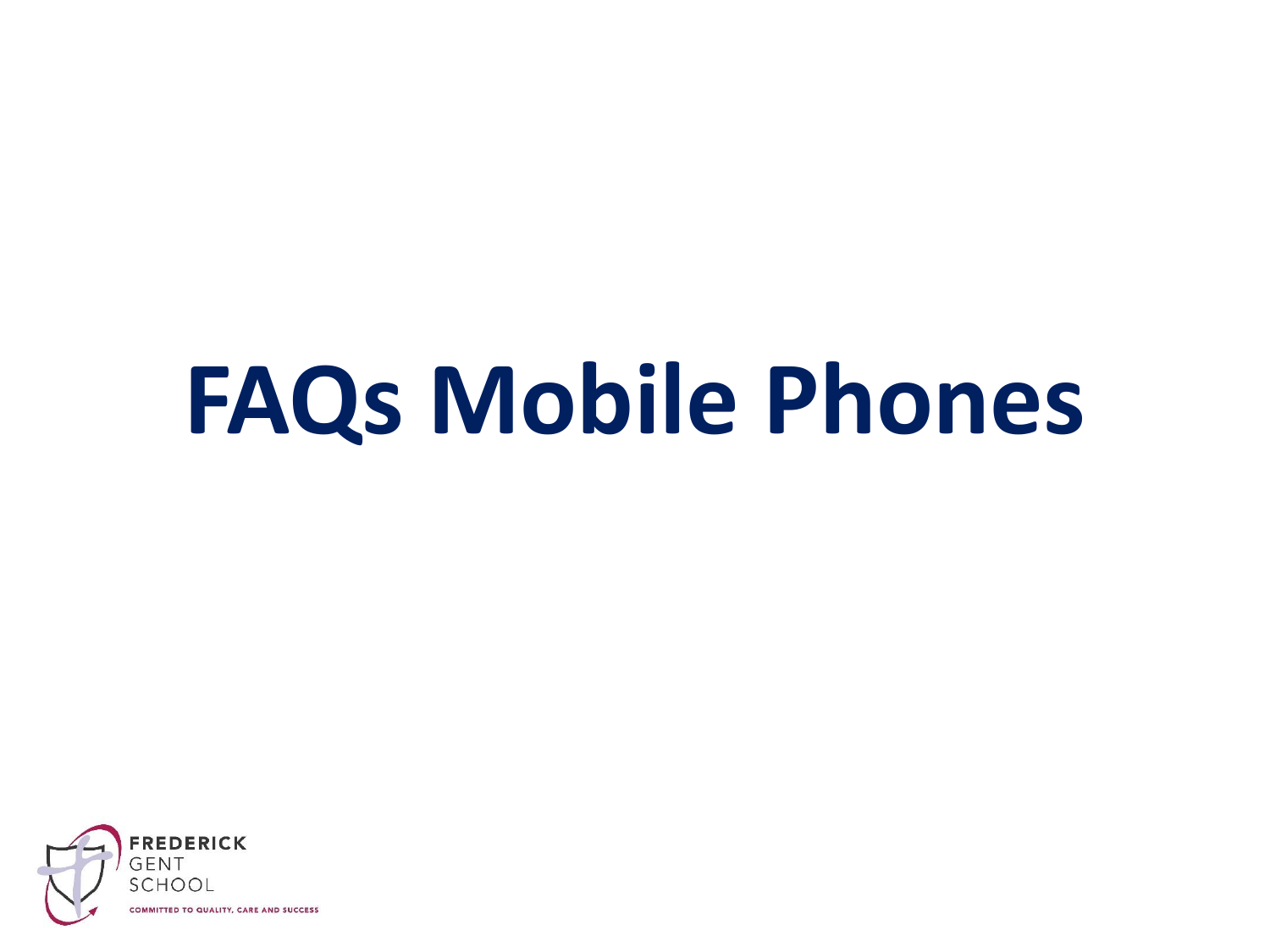# FAQs Mobile Phones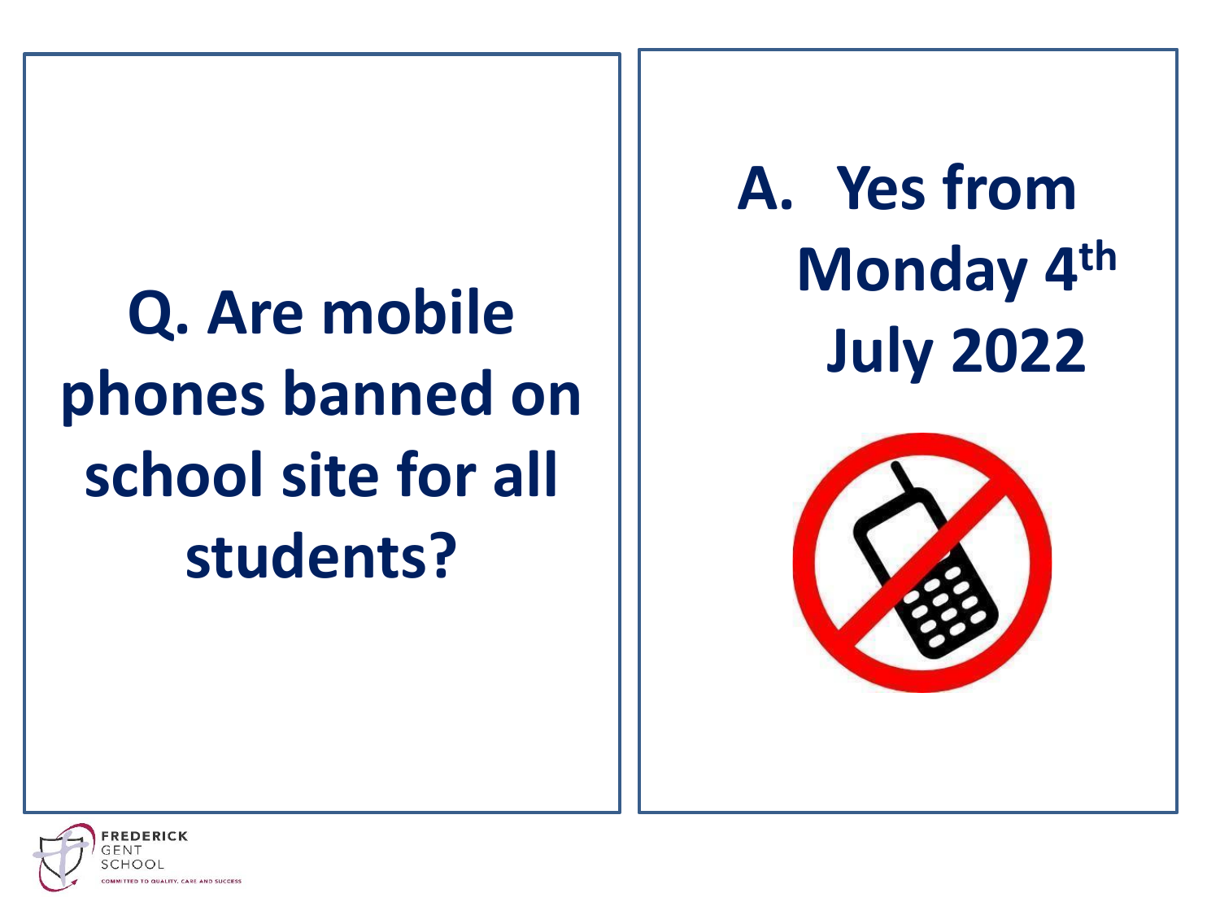**Q. Are mobile phones banned on school site for all students?**

**A. Yes from Monday 4th July 2022**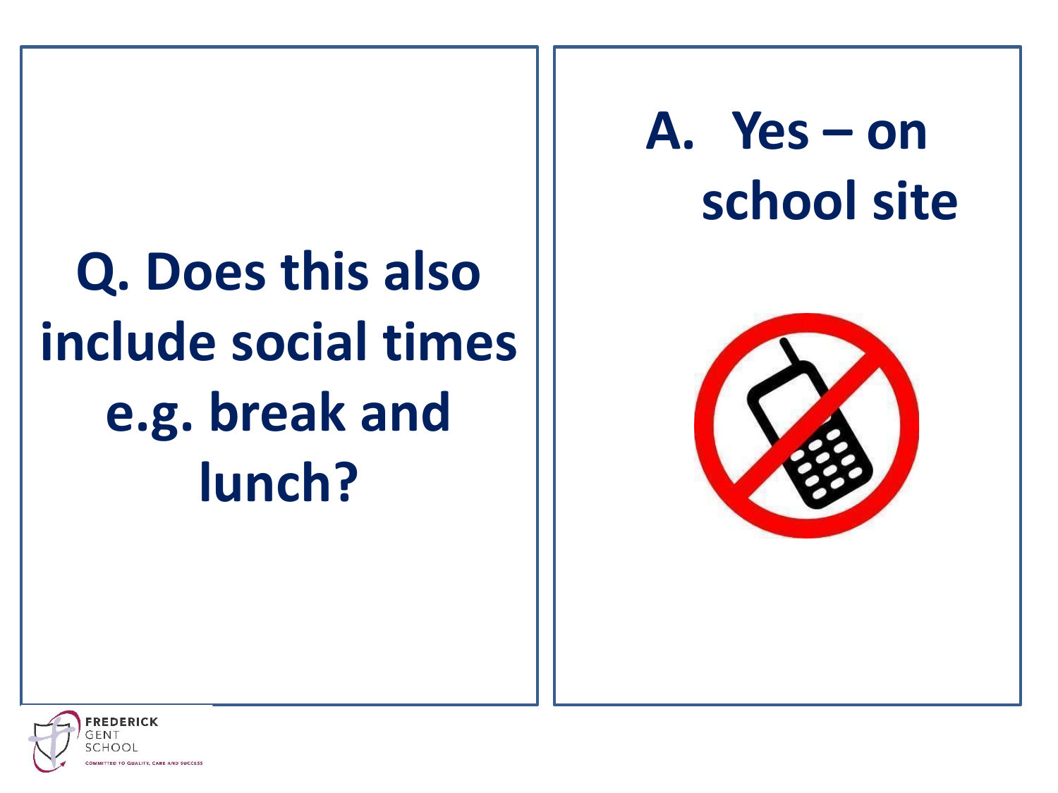**Q. Does this also include social times e.g. break and lunch?**

**A. Yes – on school site**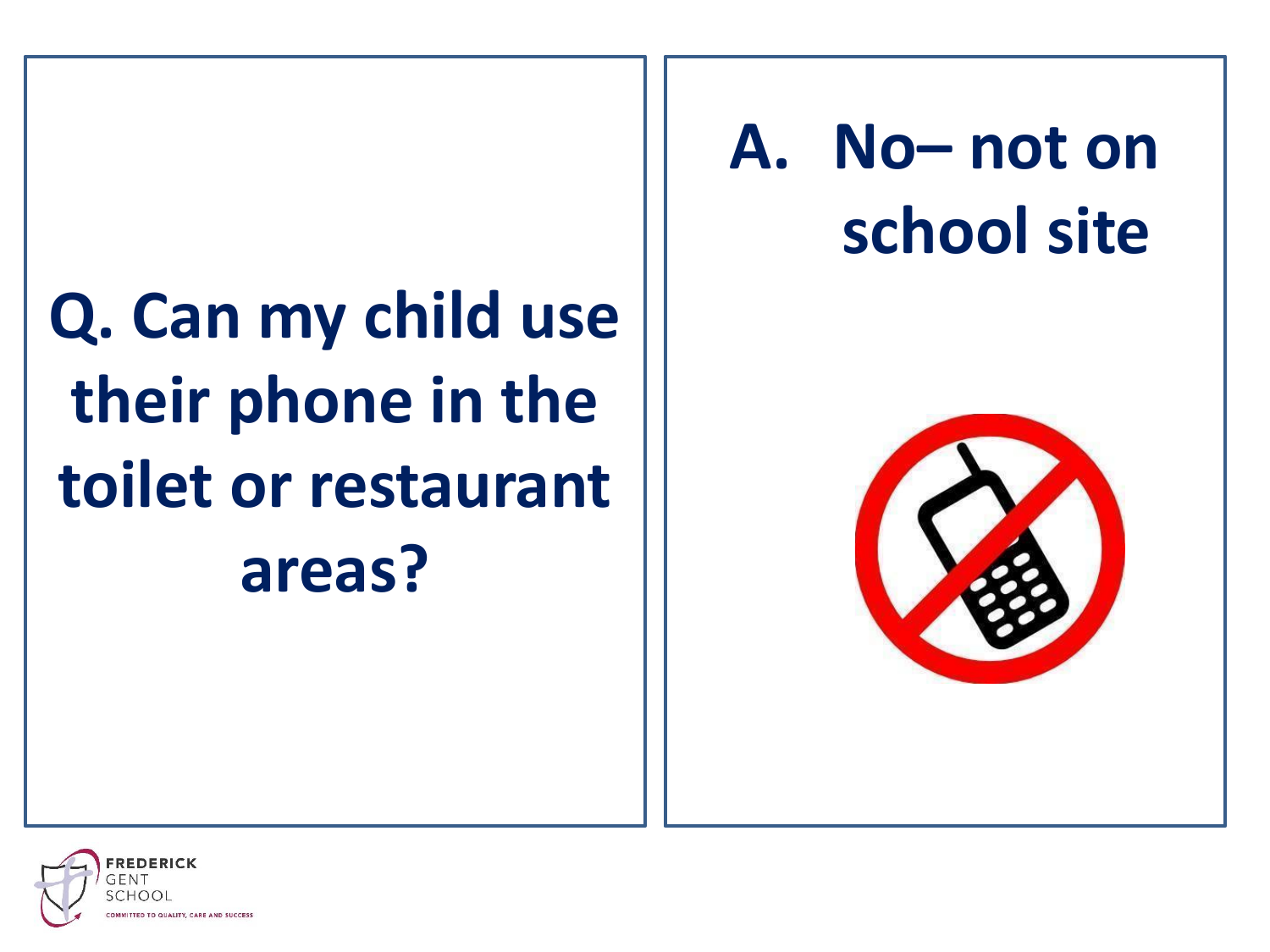**Q. Can my child use their phone in the toilet or restaurant areas?**

**A. No– not on school site**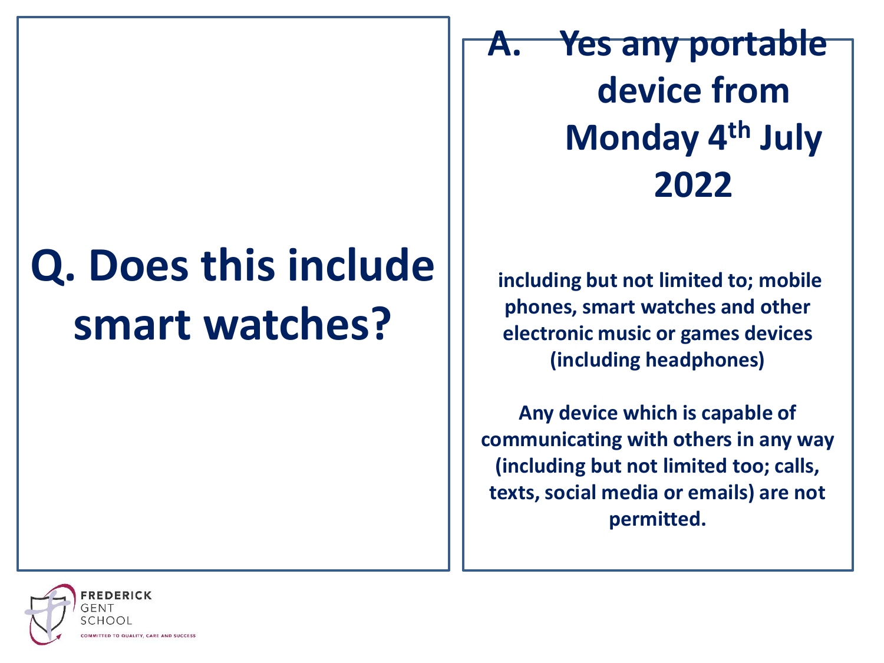# Q. Does this include smart watches?

## A. Yes any portable device from Monday 4th July 2022

**including but not limited to; mobile phones, smart watches and other electronic music or games devices (including headphones)**

**Any device which is capable of communicating with others in any way (including but not limited too; calls, texts, social media or emails) are not permitted.**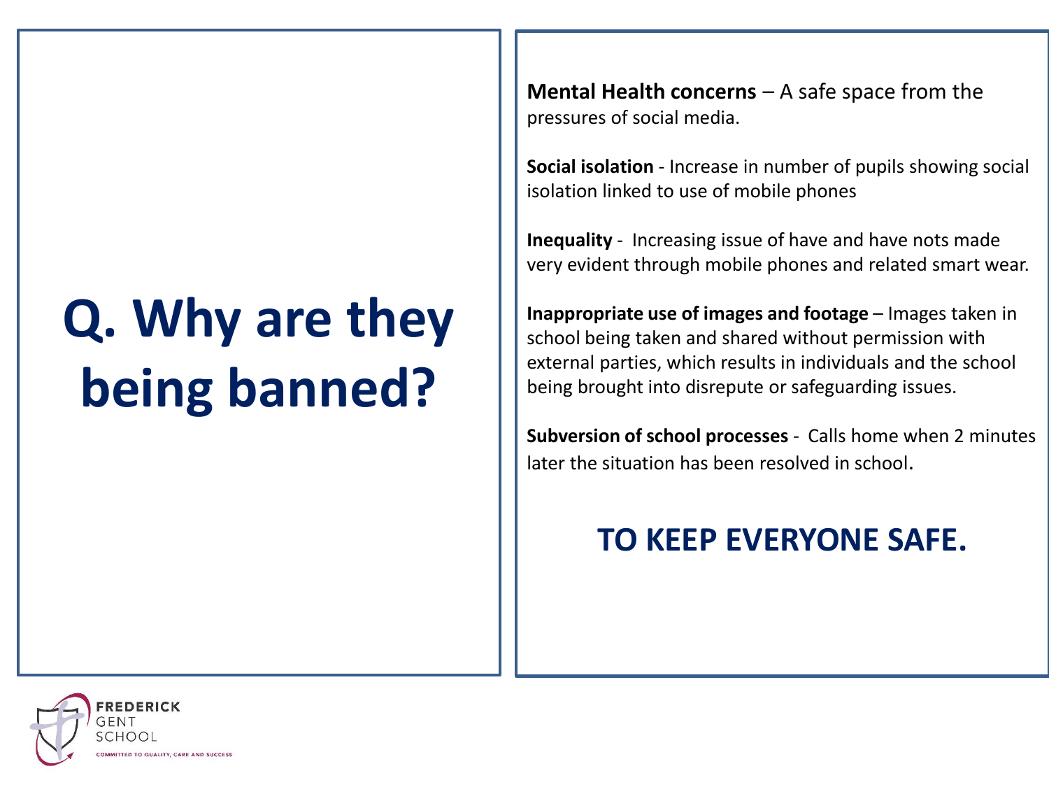# Q. Why are they being banned?

**Mental Health concerns** – A safe space from the pressures of social media.

**Social isolation** - Increase in number of pupils showing social isolation linked to use of mobile phones

**Inequality** - Increasing issue of have and have nots made very evident through mobile phones and related smart wear.

**Inappropriate use of images and footage** – Images taken in school being taken and shared without permission with external parties, which results in individuals and the school being brought into disrepute or safeguarding issues.

**Subversion of school processes** - Calls home when 2 minutes later the situation has been resolved in school.

## TO KEEP EVERYONE SAFE.

FREDERICK GENT SCHOOL

COMMITTED TO QUALITY, CARE AND SUCCESS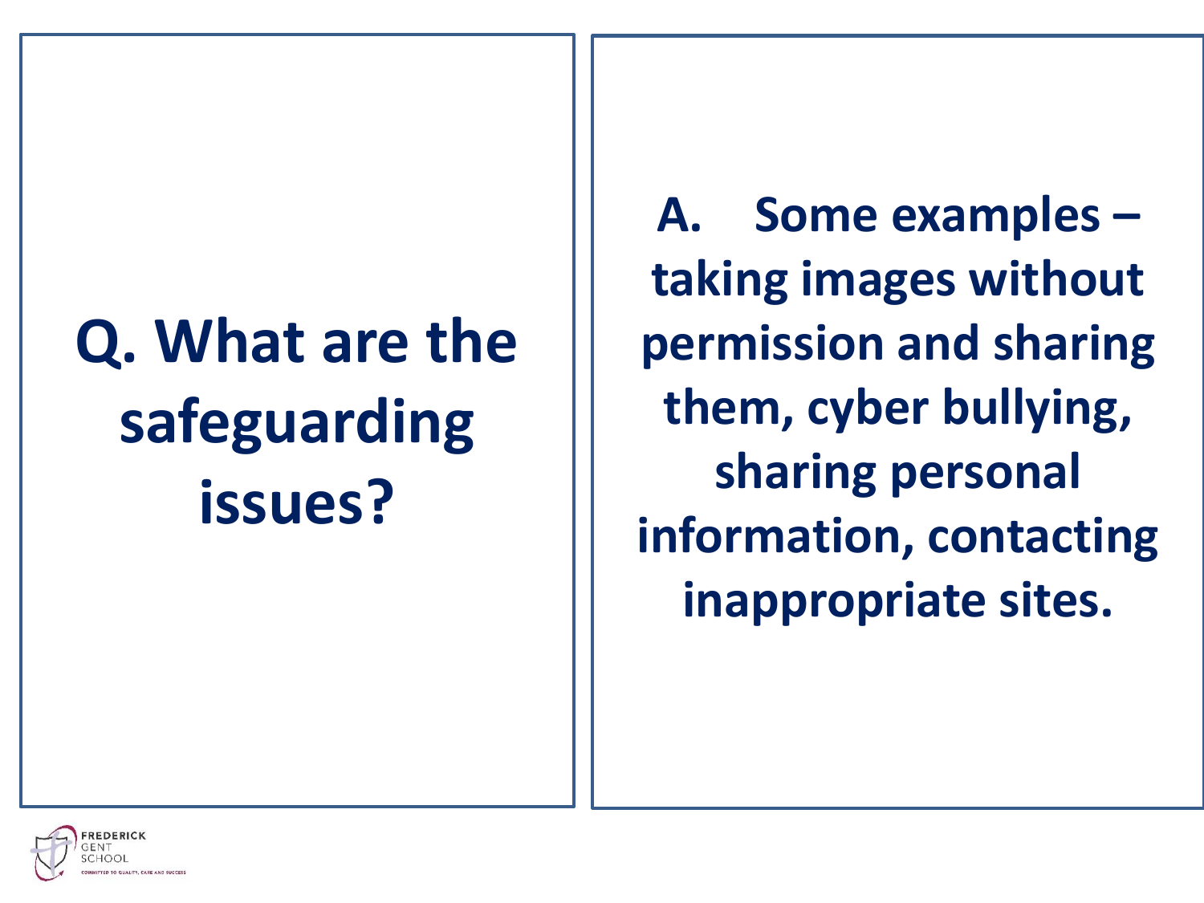**Q. What are the safeguarding issues?**

**A. Some examples – taking images without permission and sharing them, cyber bullying, sharing personal information, contacting inappropriate sites.**

FREDERICK GENT SCHOOL
COMMITTED TO QUALITY, CARE AND SUCCESS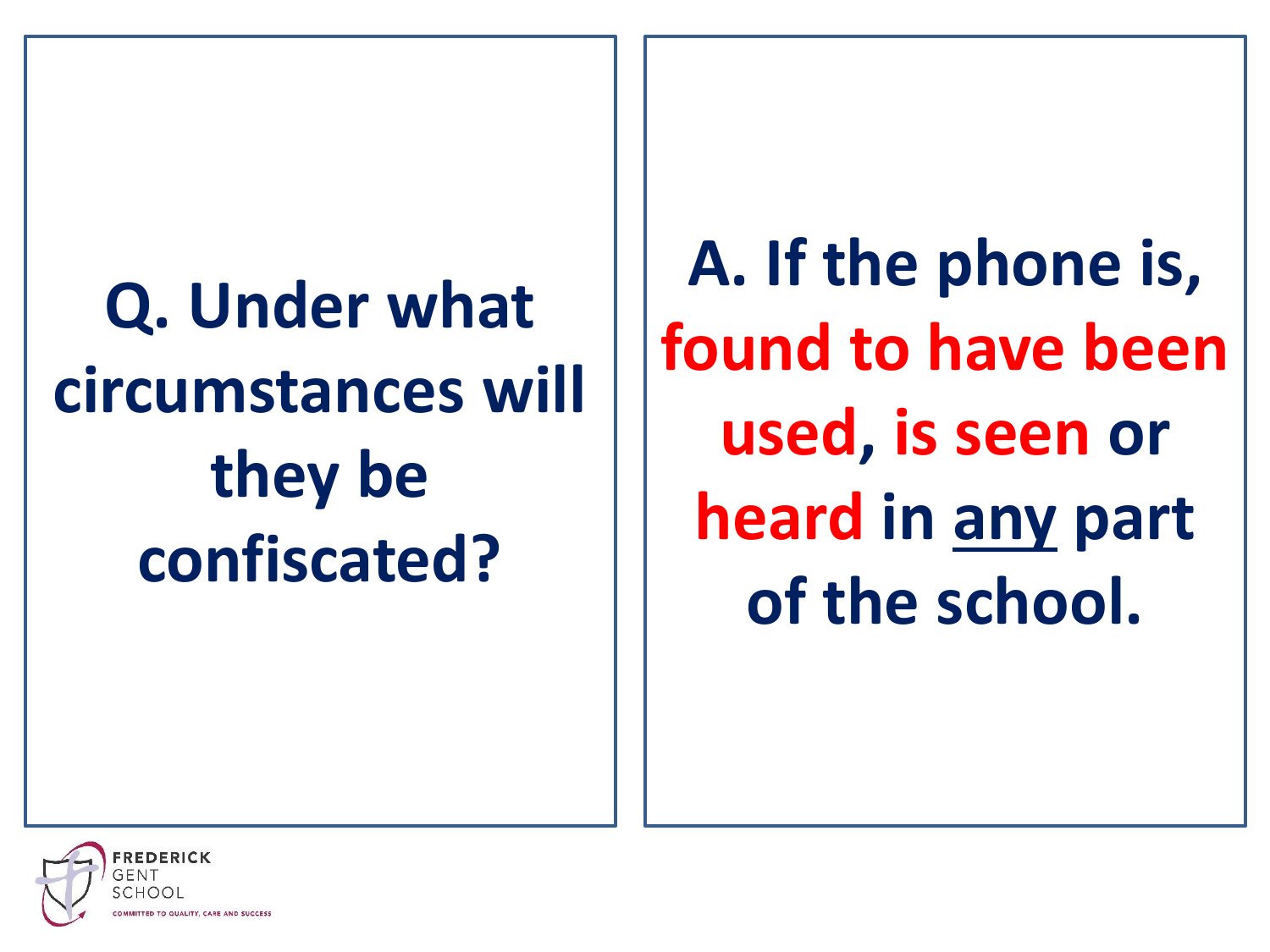**Q. Under what circumstances will they be confiscated?**

**A. If the phone is, found to have been used, is seen or heard in <u>any</u> part of the school.**

FREDERICK GENT SCHOOL

COMMITTED TO QUALITY, CARE AND SUCCESS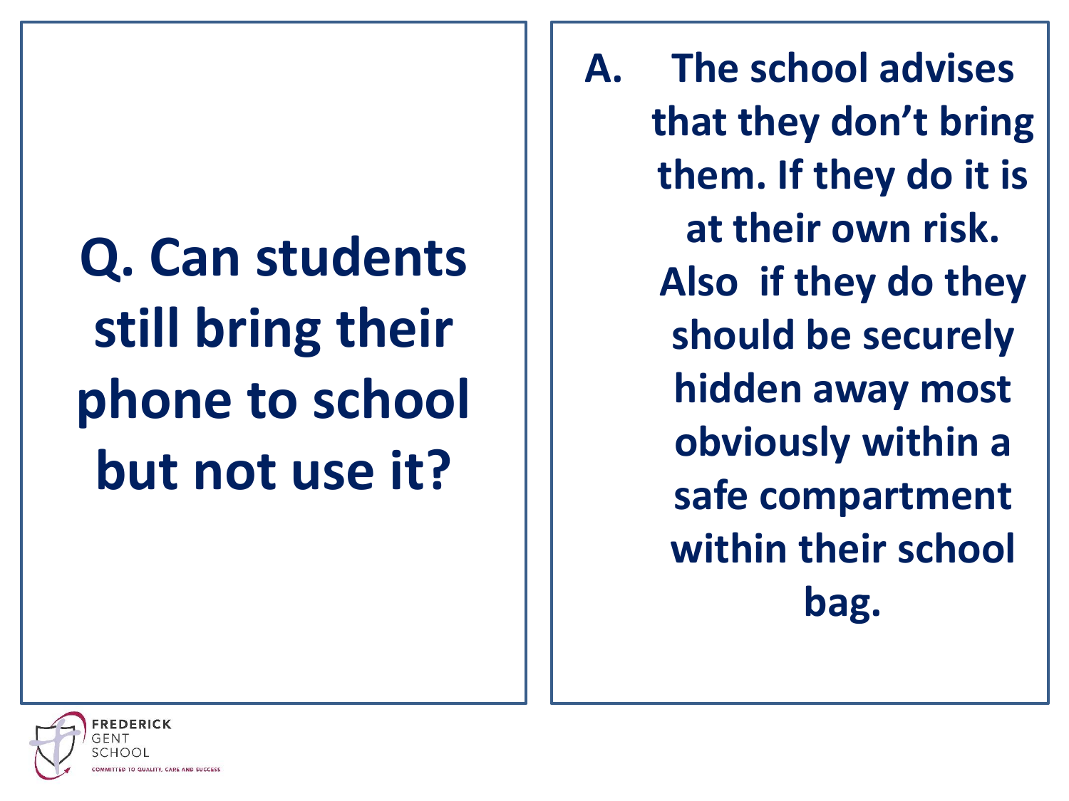**Q. Can students still bring their phone to school but not use it?**

**A. The school advises that they don't bring them. If they do it is at their own risk. Also if they do they should be securely hidden away most obviously within a safe compartment within their school bag.**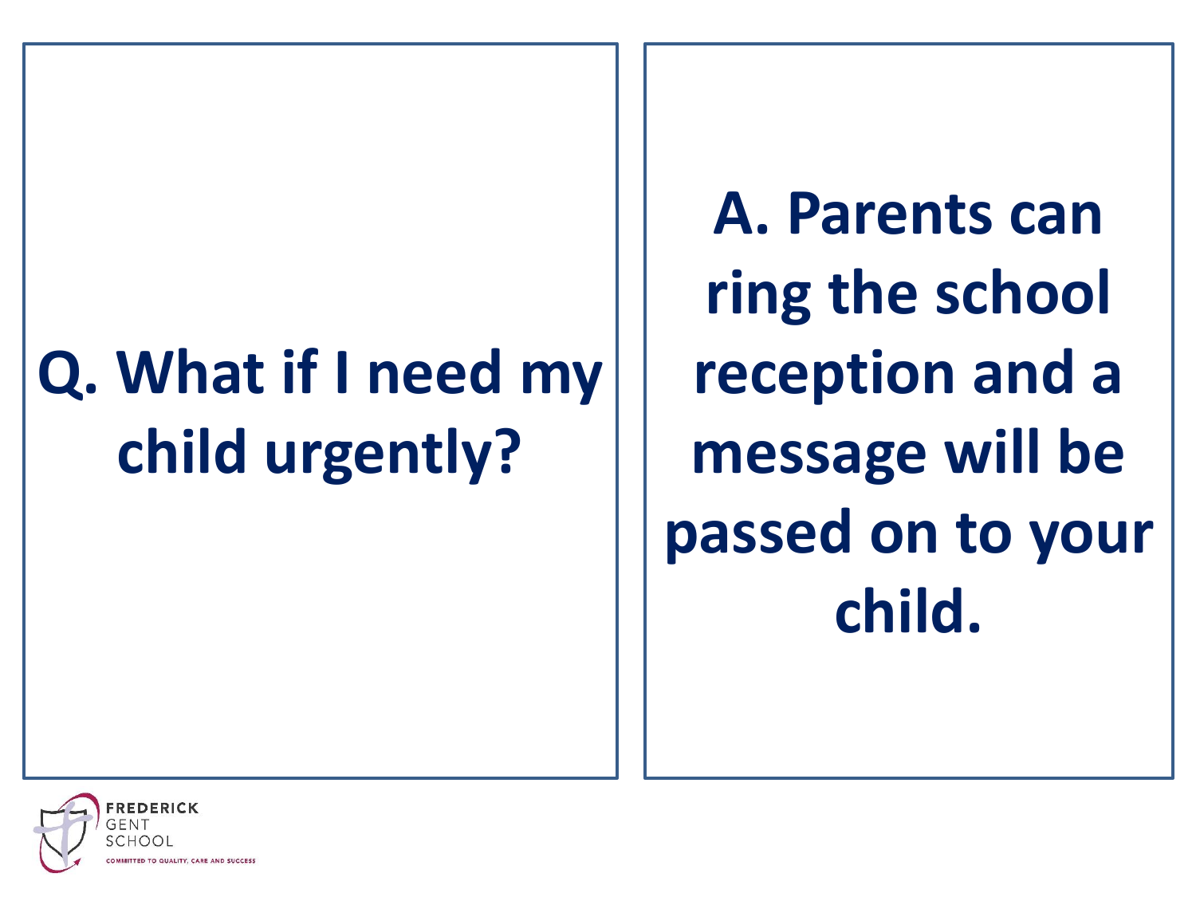**Q. What if I need my child urgently?**

**A. Parents can ring the school reception and a message will be passed on to your child.**

FREDERICK GENT SCHOOL

COMMITTED TO QUALITY, CARE AND SUCCESS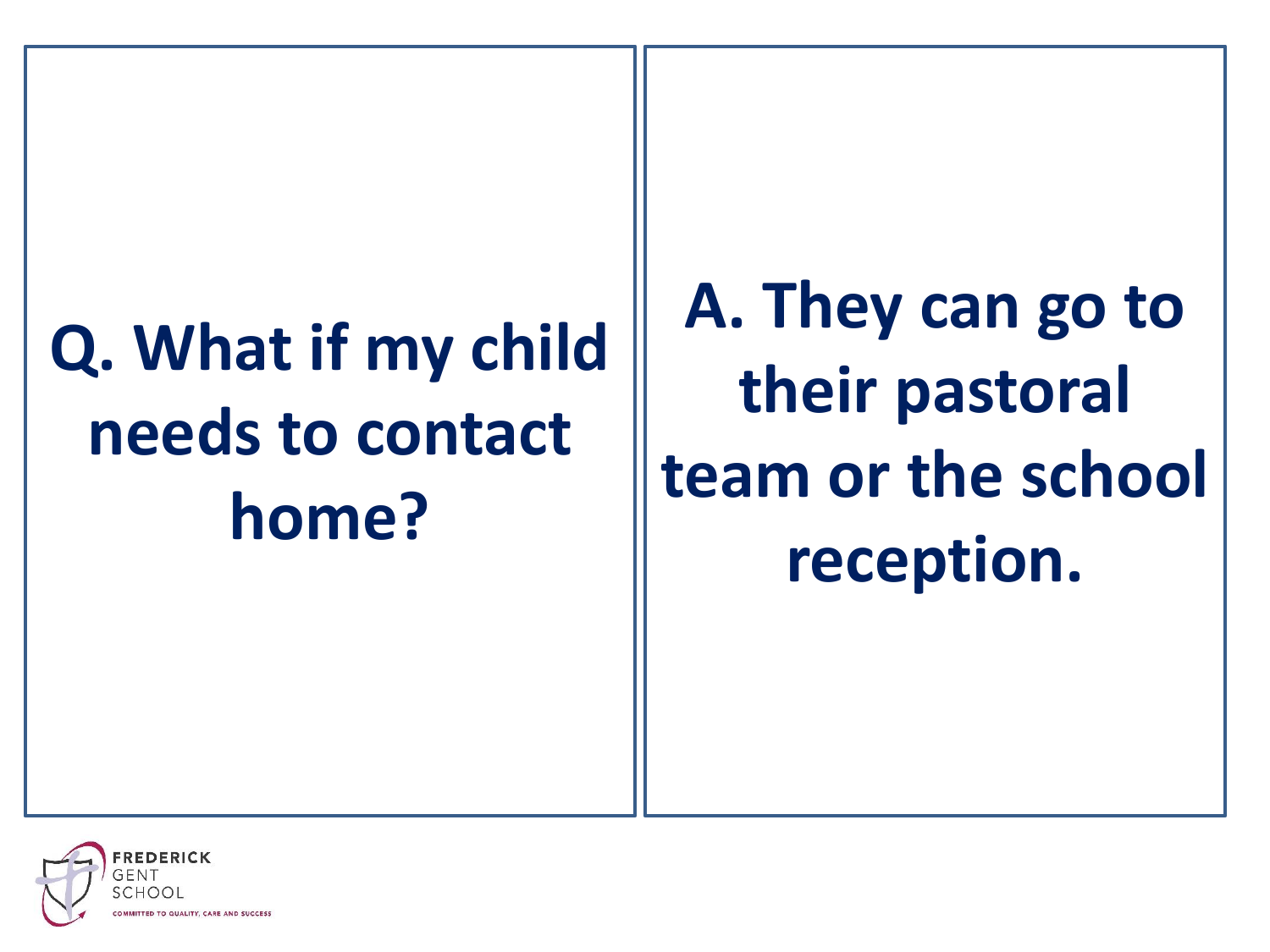**Q. What if my child needs to contact home?**

**A. They can go to their pastoral team or the school reception.**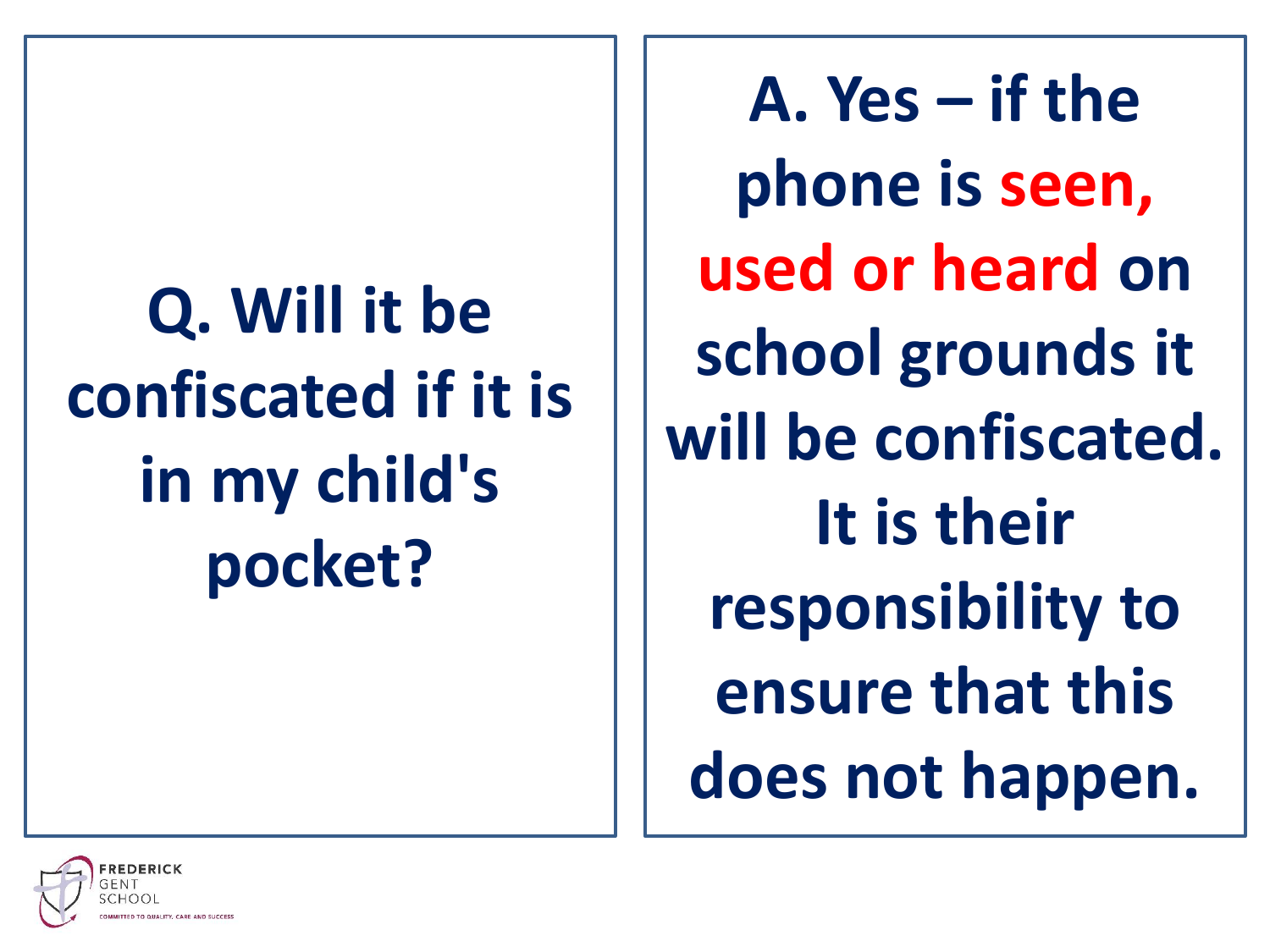**Q. Will it be confiscated if it is in my child's pocket?**

**A. Yes – if the phone is seen, used or heard on school grounds it will be confiscated. It is their responsibility to ensure that this does not happen.**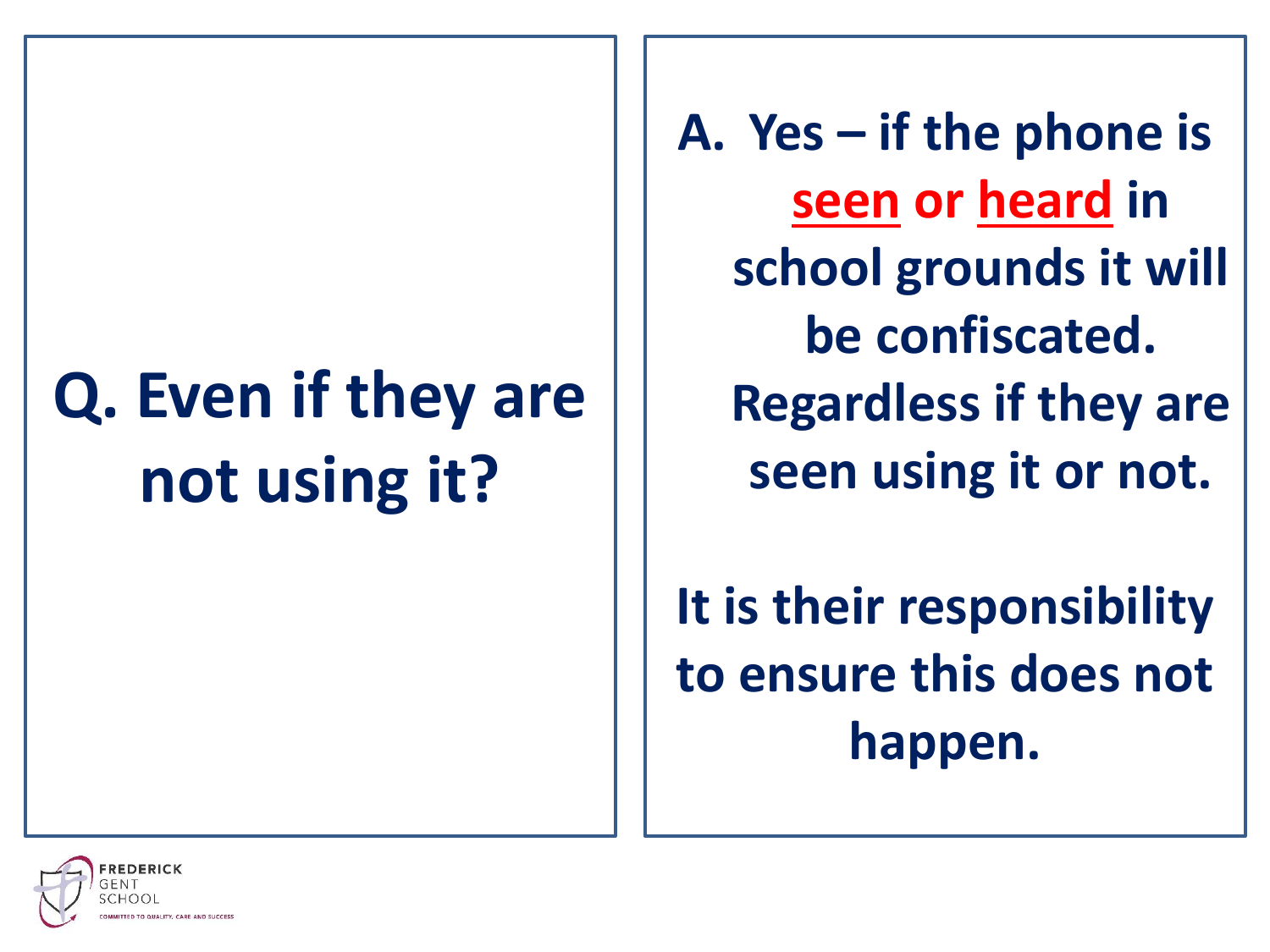**Q. Even if they are not using it?**

**A. Yes – if the phone is <u>seen</u> or <u>heard</u> in school grounds it will be confiscated. Regardless if they are seen using it or not.**

**It is their responsibility to ensure this does not happen.**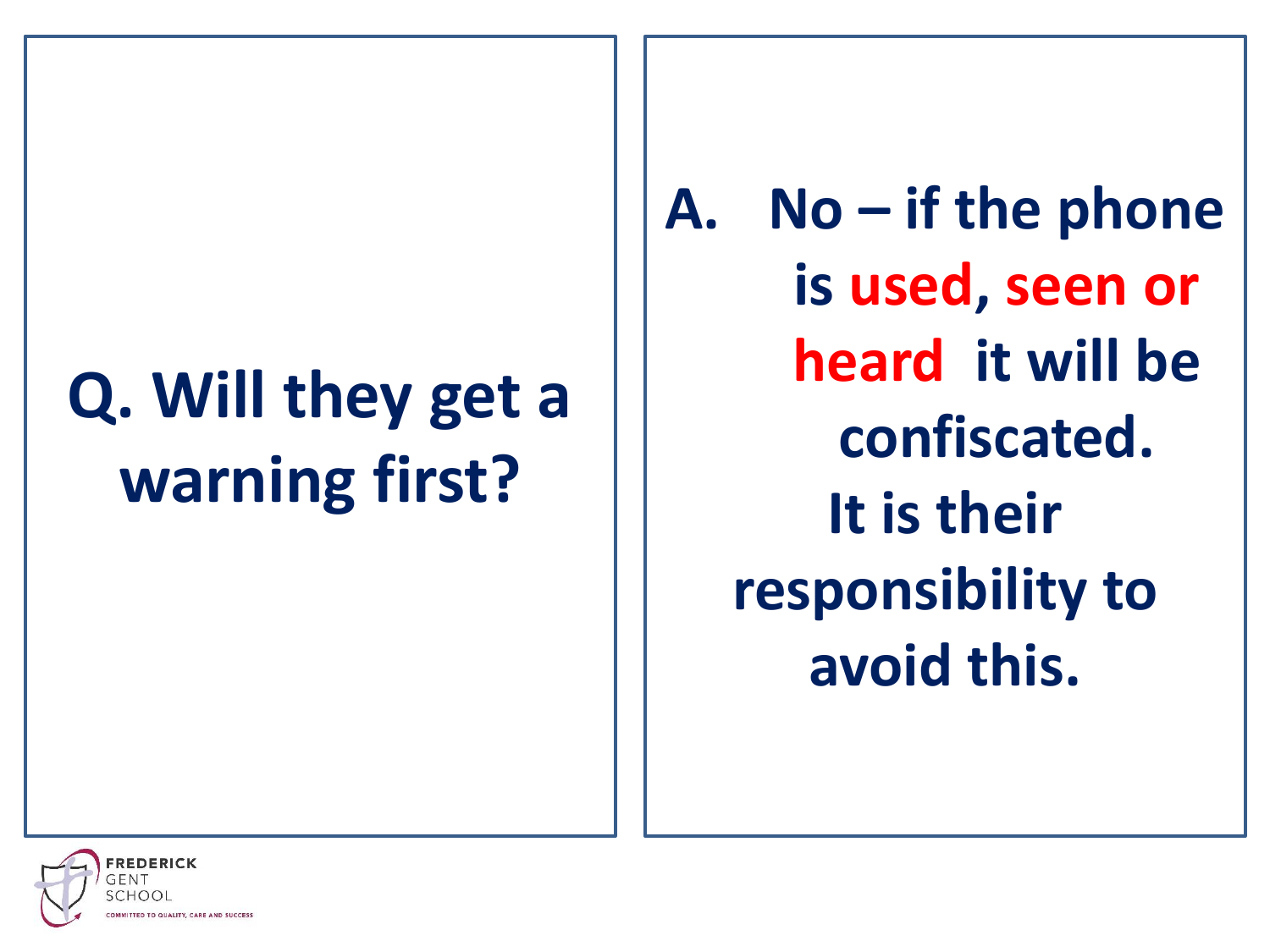**Q. Will they get a warning first?**

**A. No – if the phone is used, seen or heard it will be confiscated.**
**It is their responsibility to avoid this.**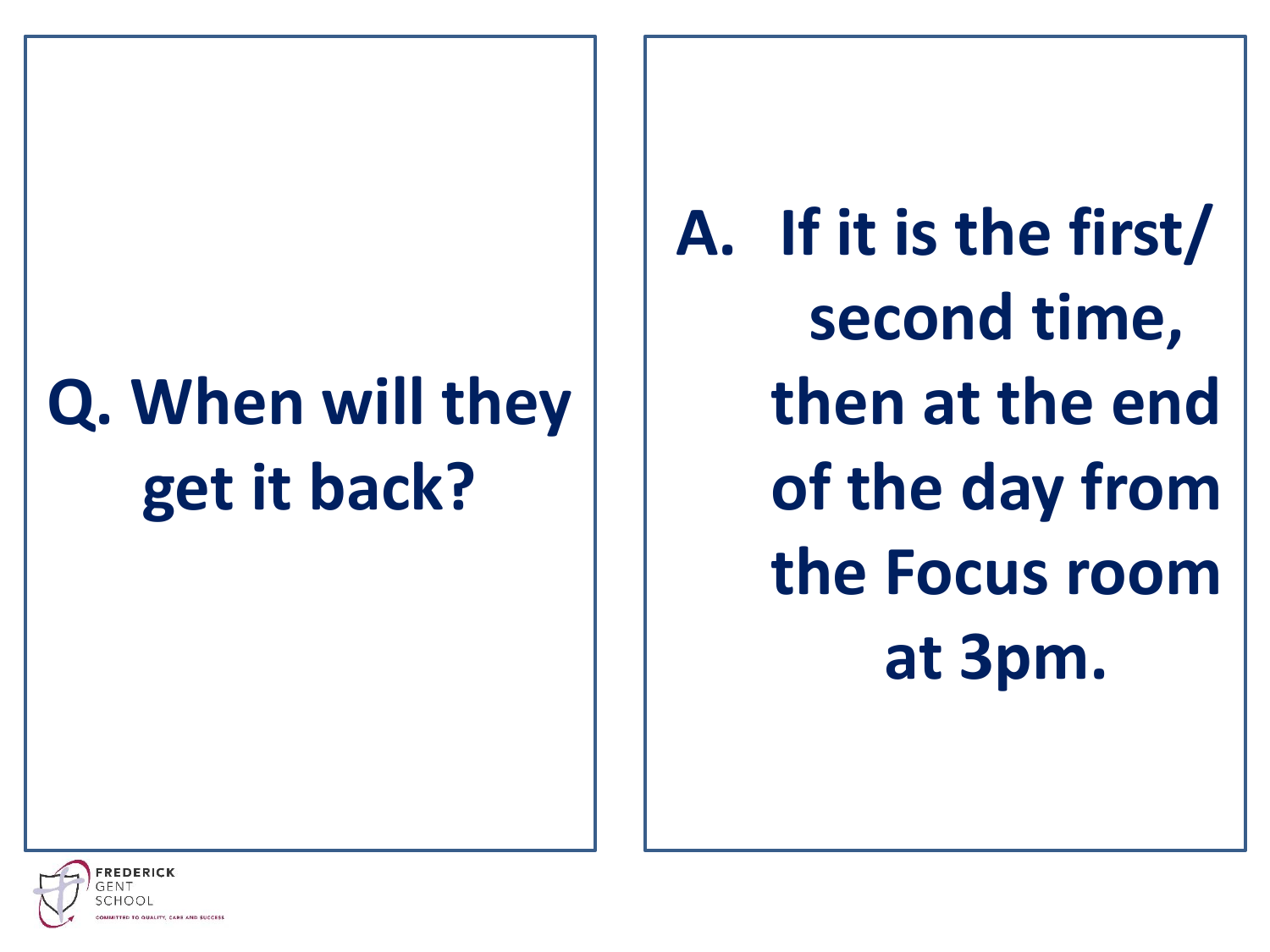**Q. When will they get it back?**

**A. If it is the first/ second time, then at the end of the day from the Focus room at 3pm.**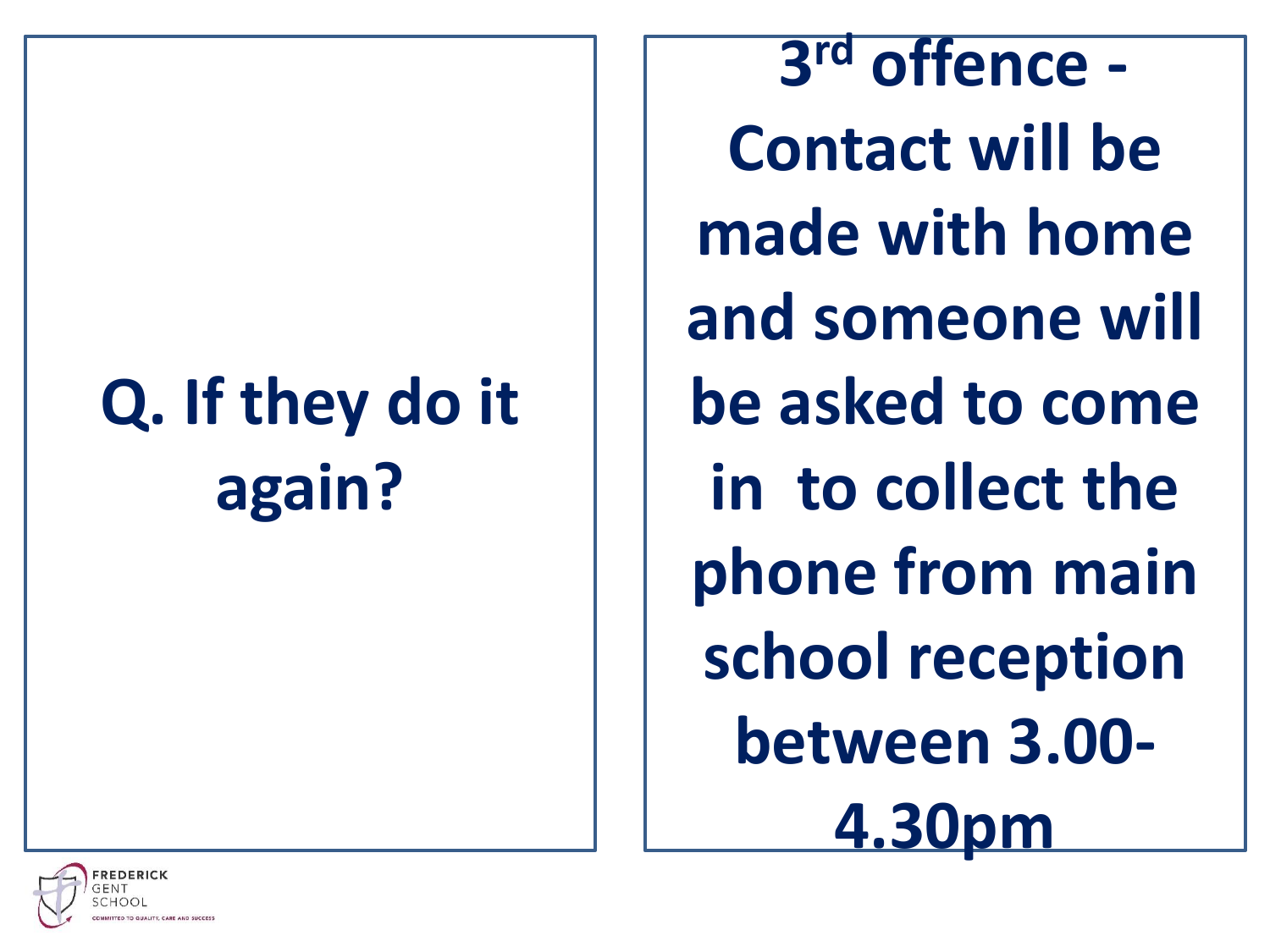**Q. If they do it again?**

**3rd offence - Contact will be made with home and someone will be asked to come in  to collect the phone from main school reception between 3.00-4.30pm**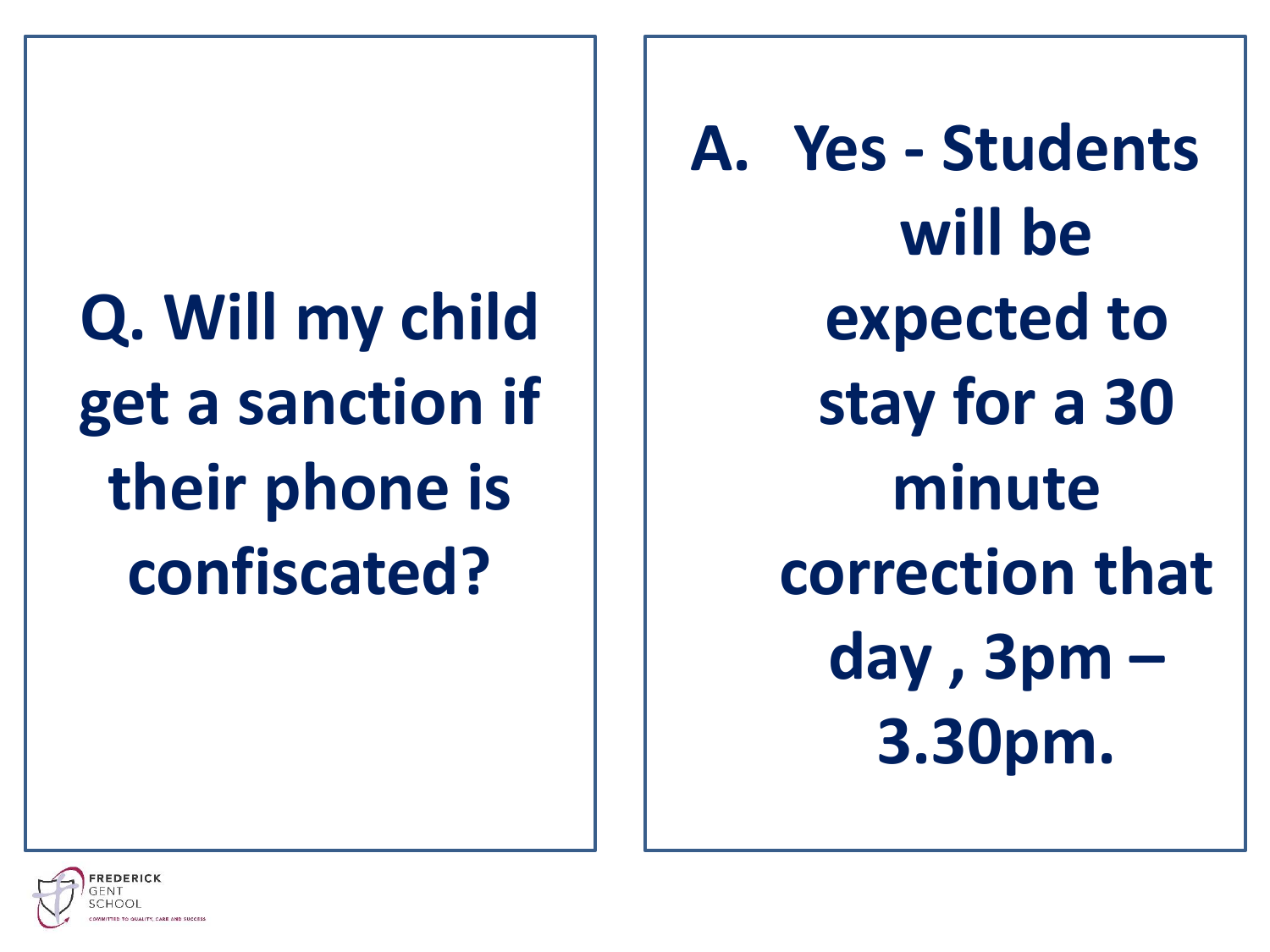**Q. Will my child get a sanction if their phone is confiscated?**

**A. Yes - Students will be expected to stay for a 30 minute correction that day , 3pm – 3.30pm.**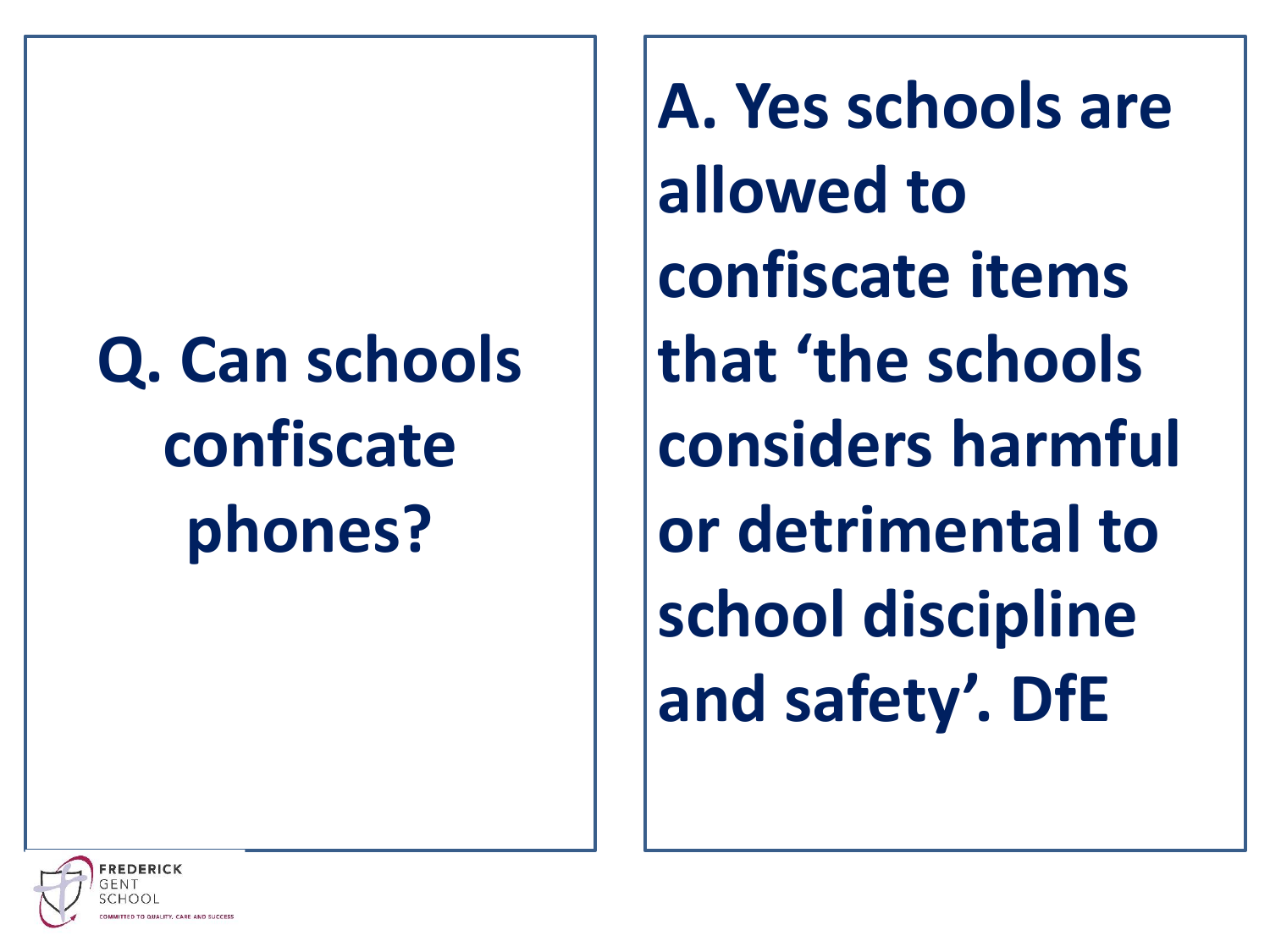**Q. Can schools confiscate phones?**

**A. Yes schools are allowed to confiscate items that 'the schools considers harmful or detrimental to school discipline and safety'. DfE**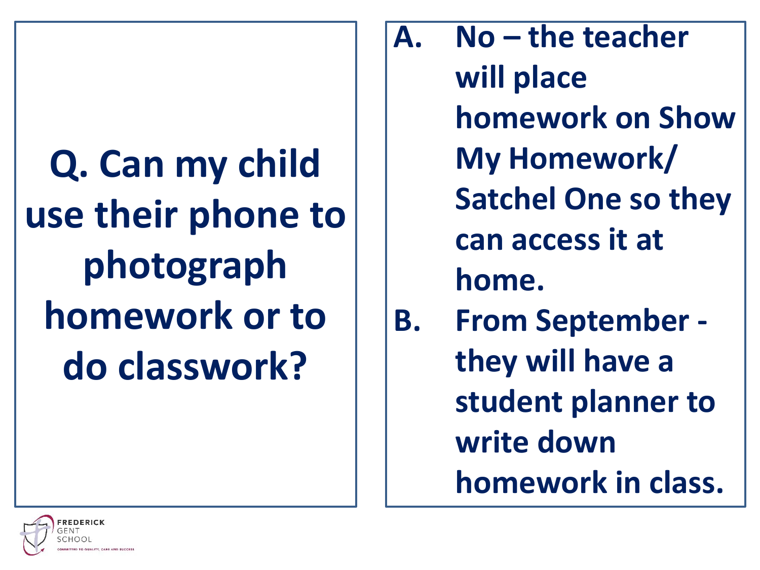**Q. Can my child use their phone to photograph homework or to do classwork?**

**A. No – the teacher will place homework on Show My Homework/ Satchel One so they can access it at home.**

**B. From September - they will have a student planner to write down homework in class.**

FREDERICK GENT SCHOOL

COMMITTED TO QUALITY, CARE AND SUCCESS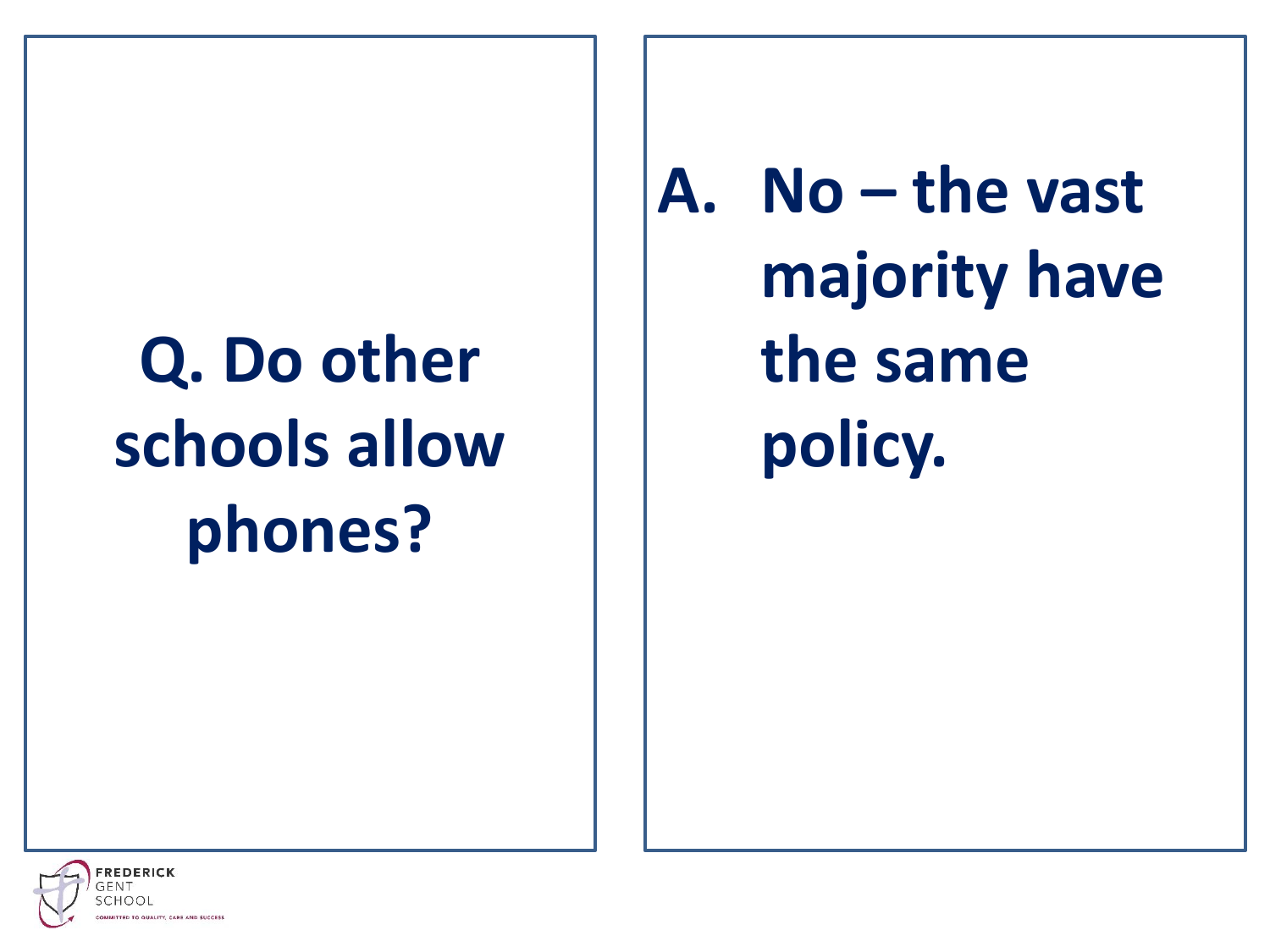**Q. Do other schools allow phones?**

**A. No – the vast majority have the same policy.**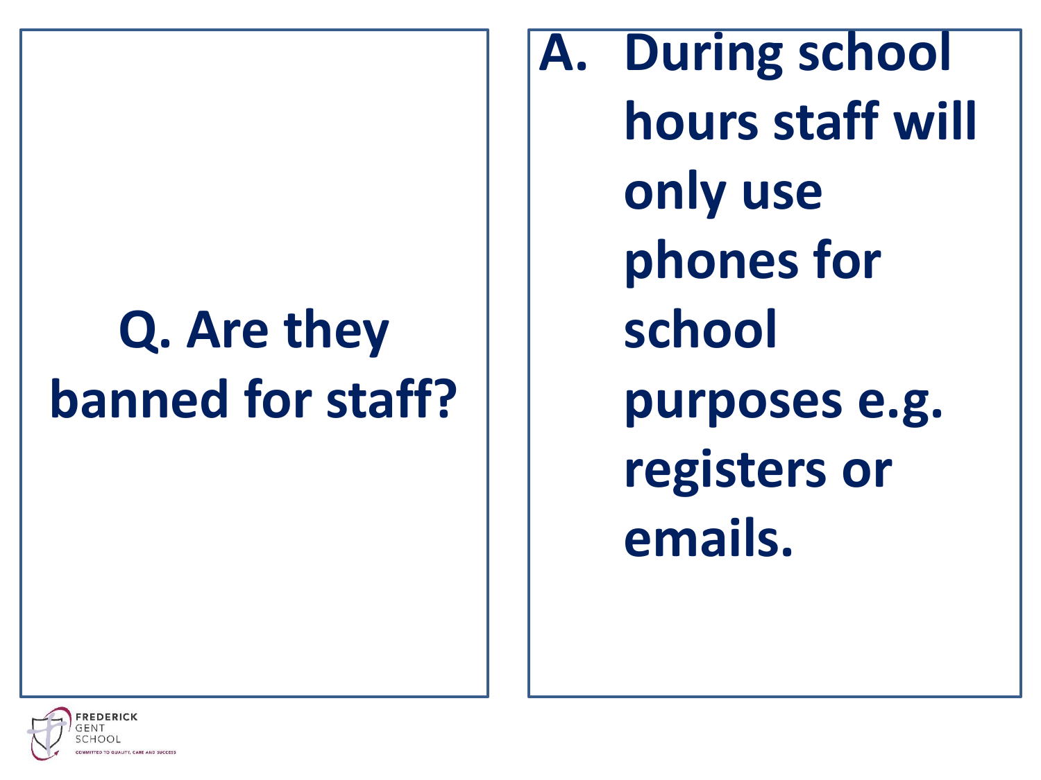**Q. Are they banned for staff?**

**A. During school hours staff will only use phones for school purposes e.g. registers or emails.**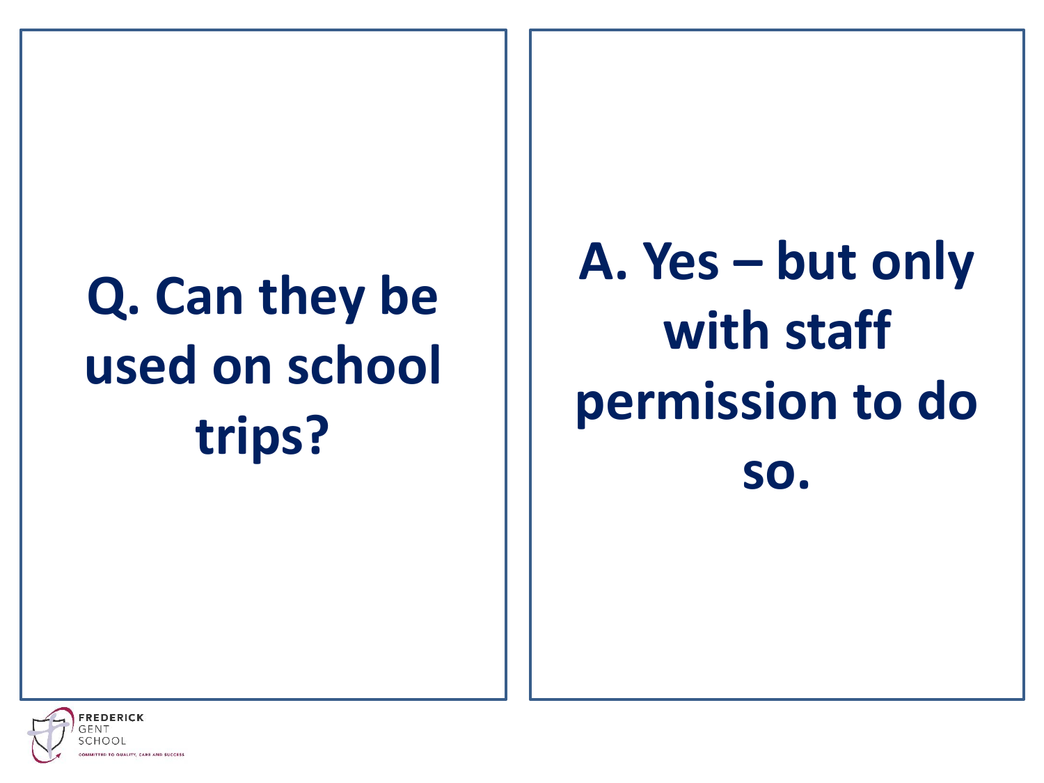**Q. Can they be used on school trips?**

**A. Yes – but only with staff permission to do so.**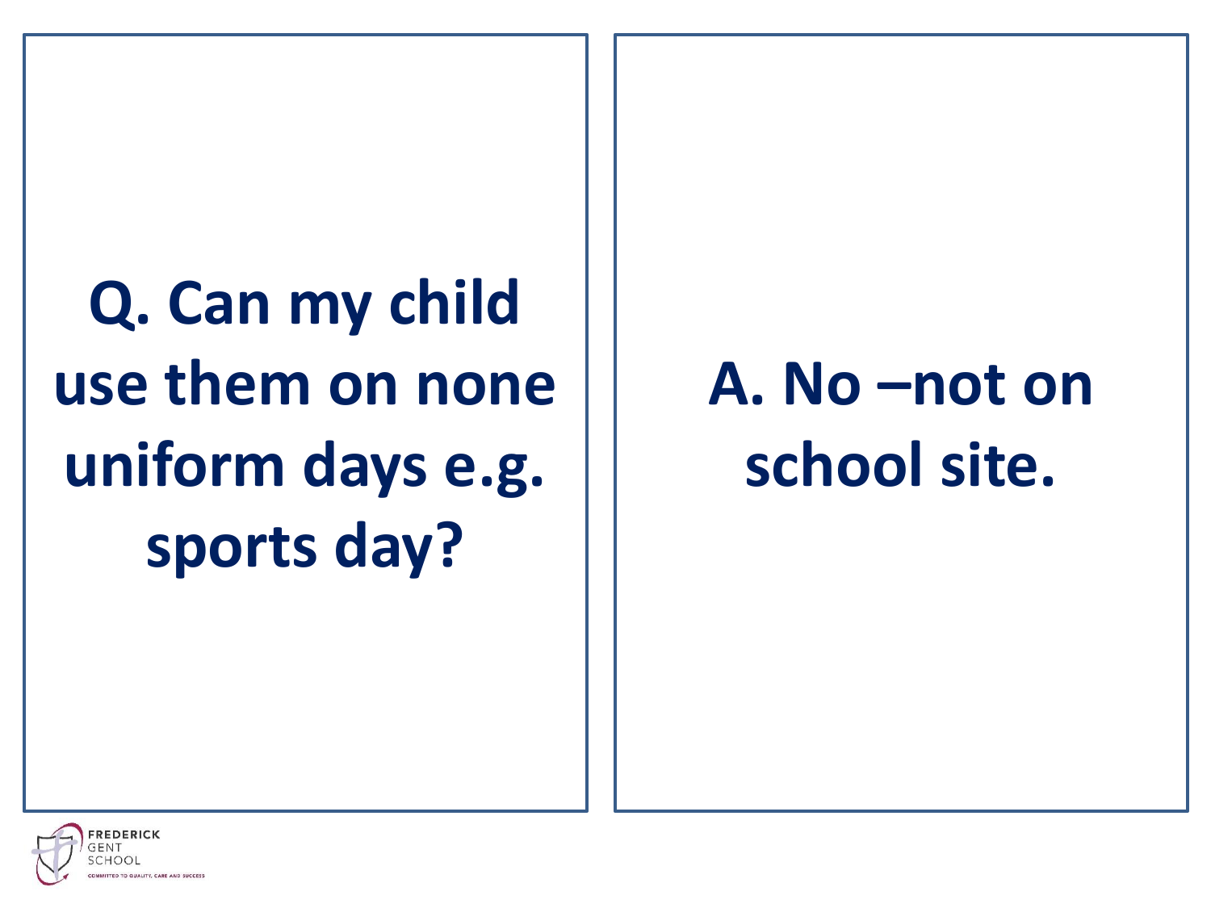**Q. Can my child use them on none uniform days e.g. sports day?**

**A. No –not on school site.**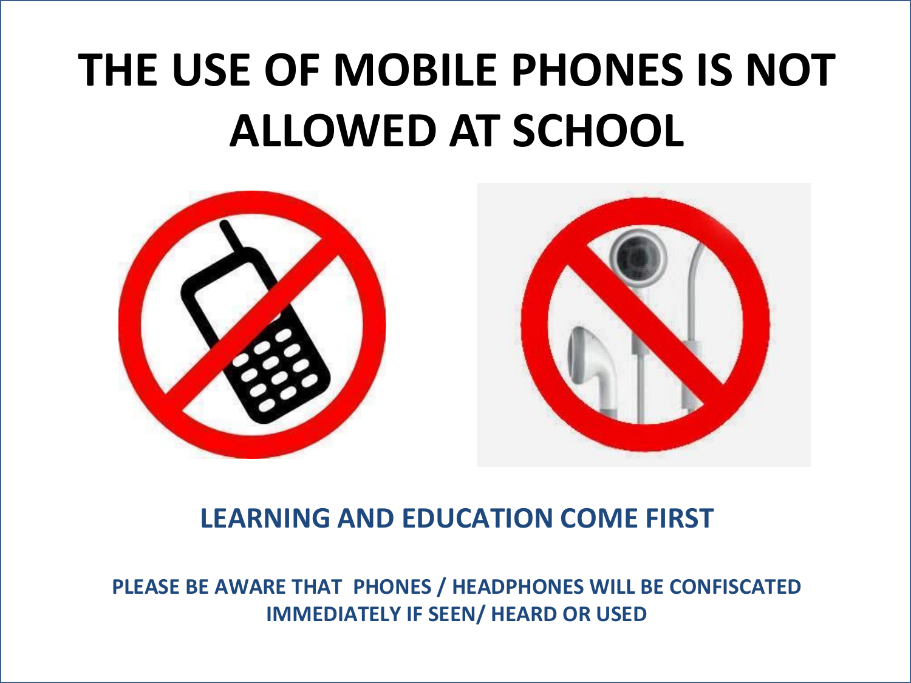# THE USE OF MOBILE PHONES IS NOT ALLOWED AT SCHOOL

**LEARNING AND EDUCATION COME FIRST**

**PLEASE BE AWARE THAT PHONES / HEADPHONES WILL BE CONFISCATED IMMEDIATELY IF SEEN/ HEARD OR USED**